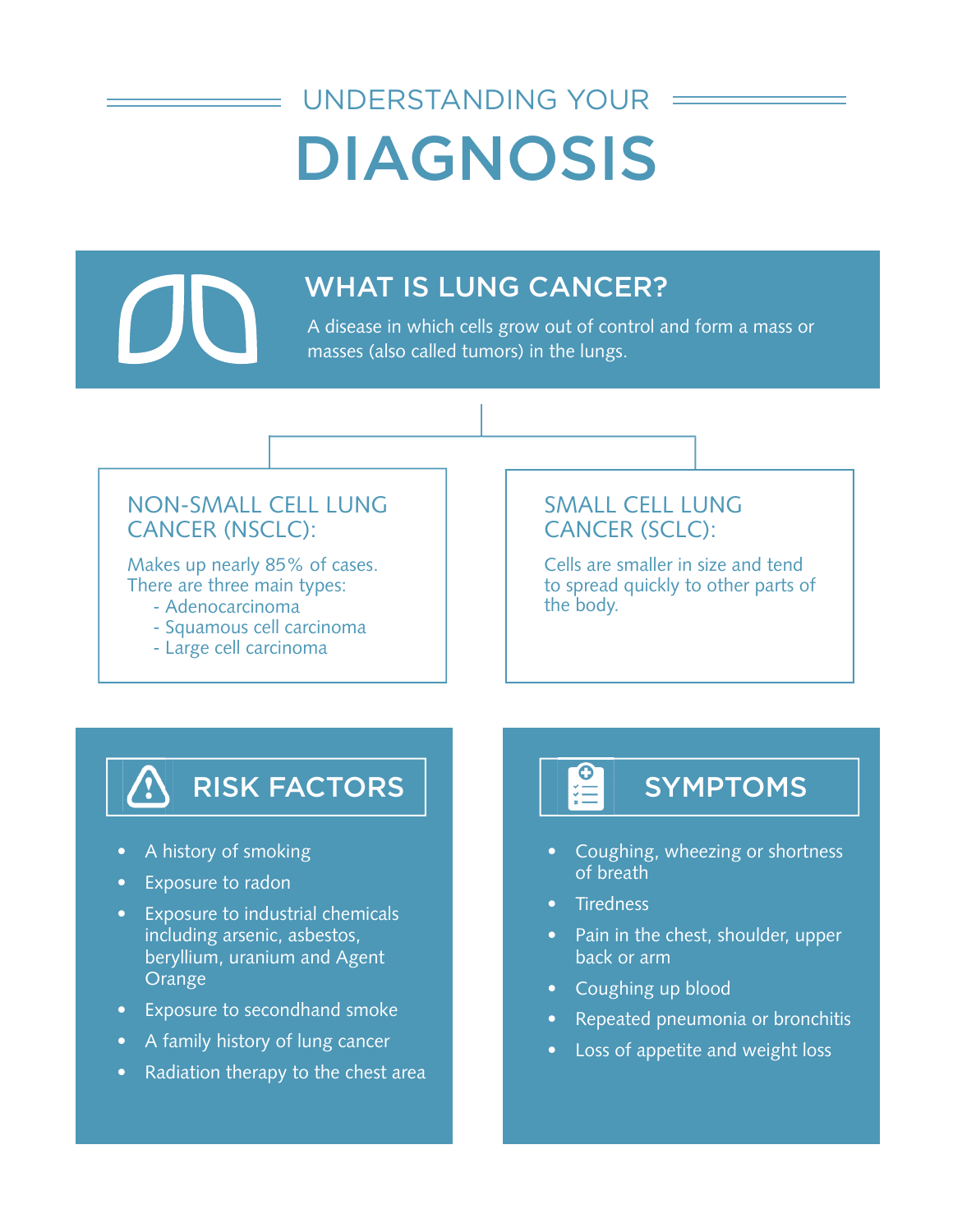# UNDERSTANDING YOUR DIAGNOSIS

## WHAT IS LUNG CANCER?

A disease in which cells grow out of control and form a mass or masses (also called tumors) in the lungs.

### NON-SMALL CELL LUNG CANCER (NSCLC):

Makes up nearly 85% of cases. There are three main types:

- Adenocarcinoma
- Squamous cell carcinoma
- Large cell carcinoma

### SMALL CELL LUNG CANCER (SCLC):

Cells are smaller in size and tend to spread quickly to other parts of the body.

## RISK FACTORS

- A history of smoking
- Exposure to radon
- Exposure to industrial chemicals including arsenic, asbestos, beryllium, uranium and Agent Orange
- Exposure to secondhand smoke
- A family history of lung cancer
- Radiation therapy to the chest area

## SYMPTOMS

- Coughing, wheezing or shortness of breath
- Tiredness
- Pain in the chest, shoulder, upper back or arm
- Coughing up blood
- Repeated pneumonia or bronchitis
- Loss of appetite and weight loss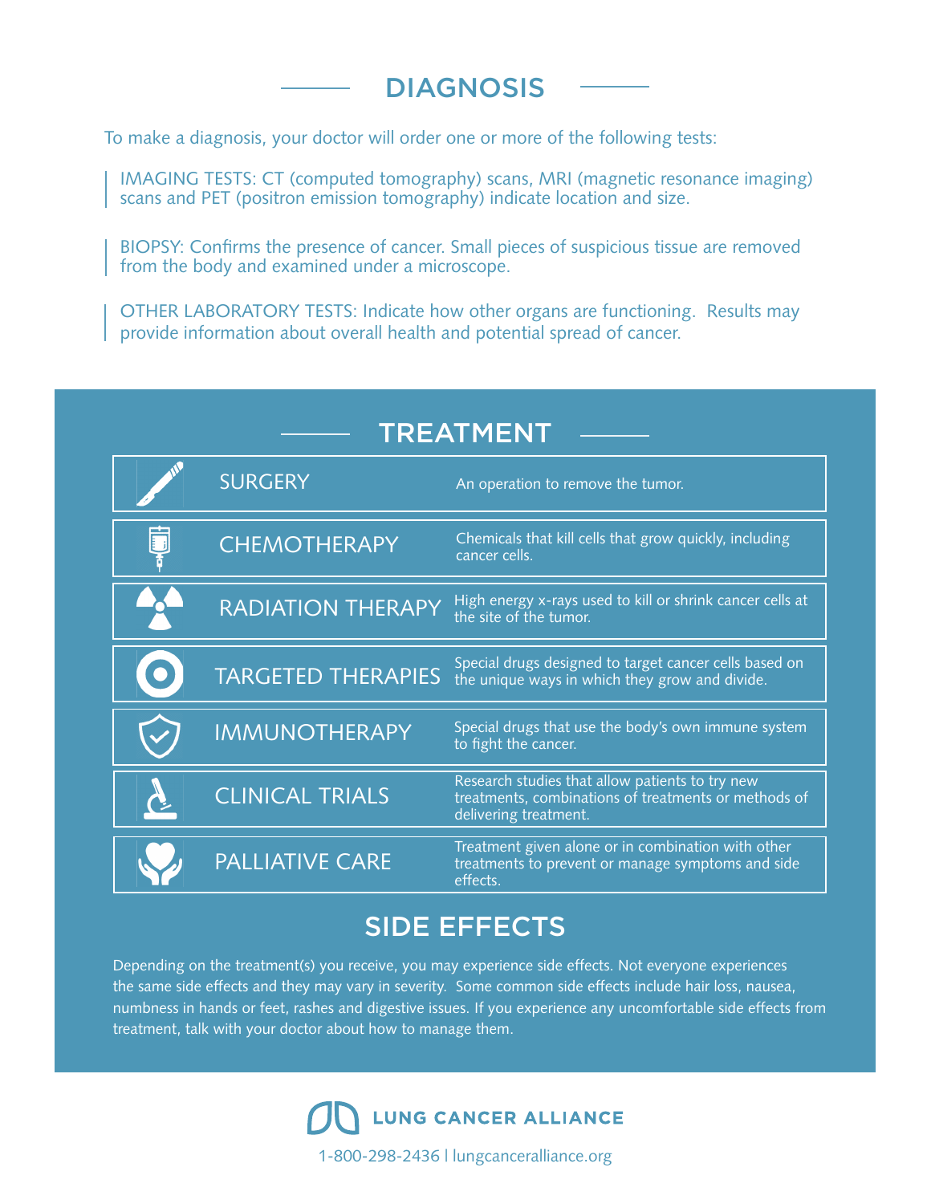## DIAGNOSIS

To make a diagnosis, your doctor will order one or more of the following tests:

IMAGING TESTS: CT (computed tomography) scans, MRI (magnetic resonance imaging) scans and PET (positron emission tomography) indicate location and size.

BIOPSY: Confirms the presence of cancer. Small pieces of suspicious tissue are removed from the body and examined under a microscope.

OTHER LABORATORY TESTS: Indicate how other organs are functioning. Results may provide information about overall health and potential spread of cancer.

## TREATMENT

| | |
|---|---|
| SURGERY | An operation to remove the tumor. |
| CHEMOTHERAPY | Chemicals that kill cells that grow quickly, including cancer cells. |
| RADIATION THERAPY | High energy x-rays used to kill or shrink cancer cells at the site of the tumor. |
| TARGETED THERAPIES | Special drugs designed to target cancer cells based on the unique ways in which they grow and divide. |
| IMMUNOTHERAPY | Special drugs that use the body's own immune system to fight the cancer. |
| CLINICAL TRIALS | Research studies that allow patients to try new treatments, combinations of treatments or methods of delivering treatment. |
| PALLIATIVE CARE | Treatment given alone or in combination with other treatments to prevent or manage symptoms and side effects. |

## SIDE EFFECTS

Depending on the treatment(s) you receive, you may experience side effects. Not everyone experiences the same side effects and they may vary in severity. Some common side effects include hair loss, nausea, numbness in hands or feet, rashes and digestive issues. If you experience any uncomfortable side effects from treatment, talk with your doctor about how to manage them.

**LUNG CANCER ALLIANCE**

1-800-298-2436 | lungcanceralliance.org